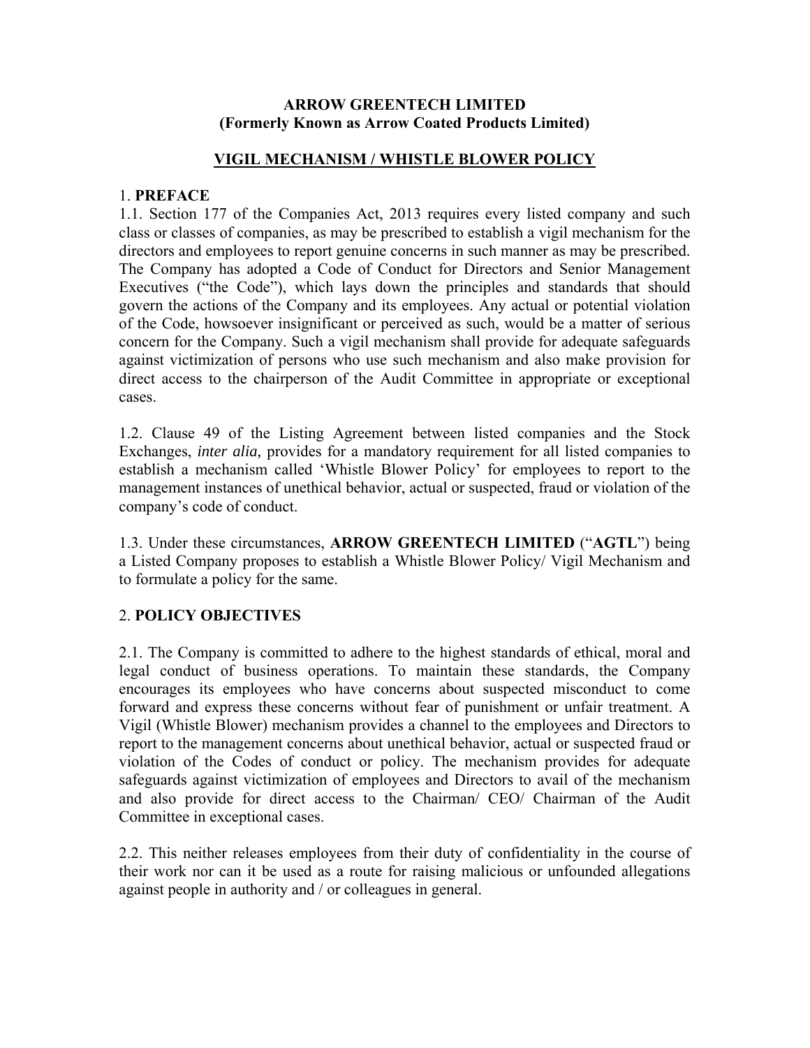# ARROW GREENTECH LIMITED
## (Formerly Known as Arrow Coated Products Limited)

## VIGIL MECHANISM / WHISTLE BLOWER POLICY

### 1. PREFACE

1.1. Section 177 of the Companies Act, 2013 requires every listed company and such class or classes of companies, as may be prescribed to establish a vigil mechanism for the directors and employees to report genuine concerns in such manner as may be prescribed. The Company has adopted a Code of Conduct for Directors and Senior Management Executives ("the Code"), which lays down the principles and standards that should govern the actions of the Company and its employees. Any actual or potential violation of the Code, howsoever insignificant or perceived as such, would be a matter of serious concern for the Company. Such a vigil mechanism shall provide for adequate safeguards against victimization of persons who use such mechanism and also make provision for direct access to the chairperson of the Audit Committee in appropriate or exceptional cases.

1.2. Clause 49 of the Listing Agreement between listed companies and the Stock Exchanges, *inter alia,* provides for a mandatory requirement for all listed companies to establish a mechanism called 'Whistle Blower Policy' for employees to report to the management instances of unethical behavior, actual or suspected, fraud or violation of the company's code of conduct.

1.3. Under these circumstances, **ARROW GREENTECH LIMITED** ("**AGTL**") being a Listed Company proposes to establish a Whistle Blower Policy/ Vigil Mechanism and to formulate a policy for the same.

### 2. POLICY OBJECTIVES

2.1. The Company is committed to adhere to the highest standards of ethical, moral and legal conduct of business operations. To maintain these standards, the Company encourages its employees who have concerns about suspected misconduct to come forward and express these concerns without fear of punishment or unfair treatment. A Vigil (Whistle Blower) mechanism provides a channel to the employees and Directors to report to the management concerns about unethical behavior, actual or suspected fraud or violation of the Codes of conduct or policy. The mechanism provides for adequate safeguards against victimization of employees and Directors to avail of the mechanism and also provide for direct access to the Chairman/ CEO/ Chairman of the Audit Committee in exceptional cases.

2.2. This neither releases employees from their duty of confidentiality in the course of their work nor can it be used as a route for raising malicious or unfounded allegations against people in authority and / or colleagues in general.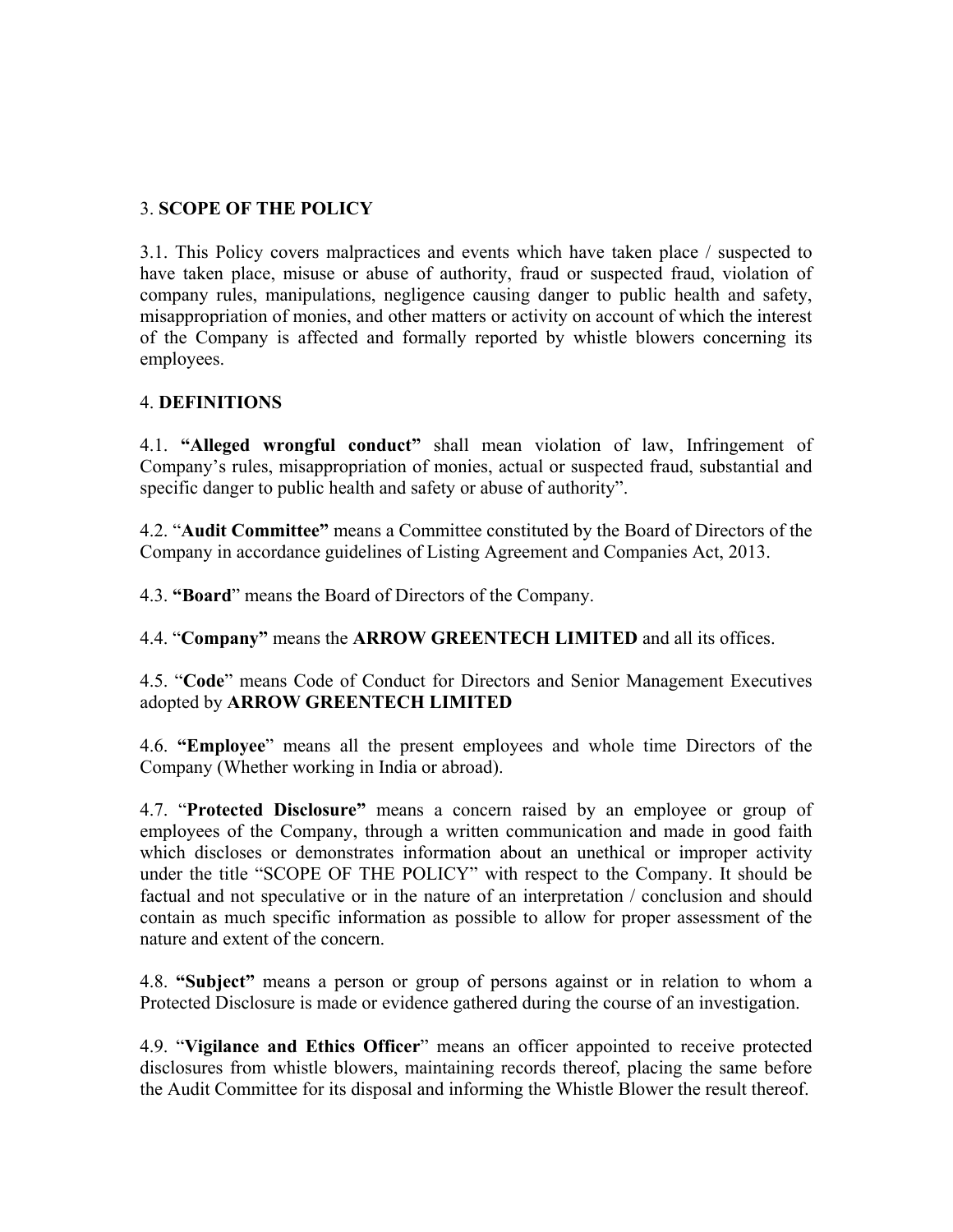## 3. **SCOPE OF THE POLICY**

3.1. This Policy covers malpractices and events which have taken place / suspected to have taken place, misuse or abuse of authority, fraud or suspected fraud, violation of company rules, manipulations, negligence causing danger to public health and safety, misappropriation of monies, and other matters or activity on account of which the interest of the Company is affected and formally reported by whistle blowers concerning its employees.

## 4. **DEFINITIONS**

4.1. **"Alleged wrongful conduct"** shall mean violation of law, Infringement of Company's rules, misappropriation of monies, actual or suspected fraud, substantial and specific danger to public health and safety or abuse of authority".

4.2. "**Audit Committee"** means a Committee constituted by the Board of Directors of the Company in accordance guidelines of Listing Agreement and Companies Act, 2013.

4.3. **"Board**" means the Board of Directors of the Company.

4.4. "**Company"** means the **ARROW GREENTECH LIMITED** and all its offices.

4.5. "**Code**" means Code of Conduct for Directors and Senior Management Executives adopted by **ARROW GREENTECH LIMITED**

4.6. **"Employee**" means all the present employees and whole time Directors of the Company (Whether working in India or abroad).

4.7. "**Protected Disclosure"** means a concern raised by an employee or group of employees of the Company, through a written communication and made in good faith which discloses or demonstrates information about an unethical or improper activity under the title "SCOPE OF THE POLICY" with respect to the Company. It should be factual and not speculative or in the nature of an interpretation / conclusion and should contain as much specific information as possible to allow for proper assessment of the nature and extent of the concern.

4.8. **"Subject"** means a person or group of persons against or in relation to whom a Protected Disclosure is made or evidence gathered during the course of an investigation.

4.9. "**Vigilance and Ethics Officer**" means an officer appointed to receive protected disclosures from whistle blowers, maintaining records thereof, placing the same before the Audit Committee for its disposal and informing the Whistle Blower the result thereof.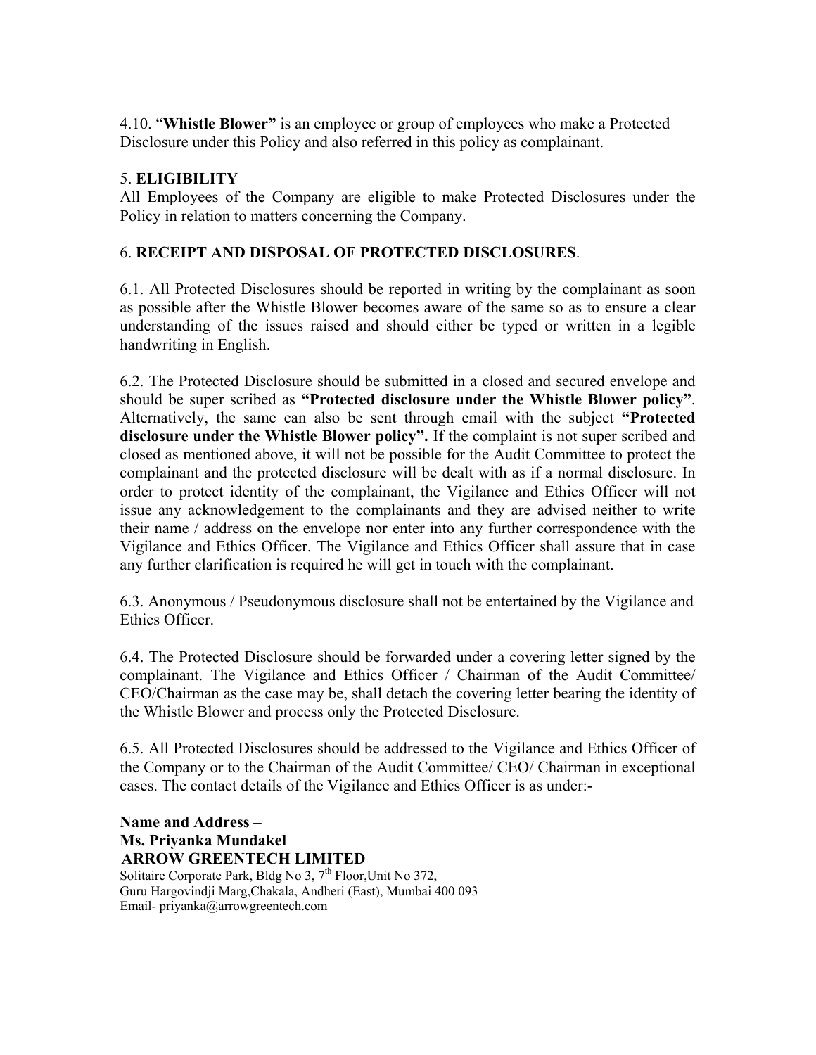4.10. "**Whistle Blower"** is an employee or group of employees who make a Protected Disclosure under this Policy and also referred in this policy as complainant.

## 5. ELIGIBILITY

All Employees of the Company are eligible to make Protected Disclosures under the Policy in relation to matters concerning the Company.

## 6. RECEIPT AND DISPOSAL OF PROTECTED DISCLOSURES.

6.1. All Protected Disclosures should be reported in writing by the complainant as soon as possible after the Whistle Blower becomes aware of the same so as to ensure a clear understanding of the issues raised and should either be typed or written in a legible handwriting in English.

6.2. The Protected Disclosure should be submitted in a closed and secured envelope and should be super scribed as **"Protected disclosure under the Whistle Blower policy"**. Alternatively, the same can also be sent through email with the subject **"Protected disclosure under the Whistle Blower policy".** If the complaint is not super scribed and closed as mentioned above, it will not be possible for the Audit Committee to protect the complainant and the protected disclosure will be dealt with as if a normal disclosure. In order to protect identity of the complainant, the Vigilance and Ethics Officer will not issue any acknowledgement to the complainants and they are advised neither to write their name / address on the envelope nor enter into any further correspondence with the Vigilance and Ethics Officer. The Vigilance and Ethics Officer shall assure that in case any further clarification is required he will get in touch with the complainant.

6.3. Anonymous / Pseudonymous disclosure shall not be entertained by the Vigilance and Ethics Officer.

6.4. The Protected Disclosure should be forwarded under a covering letter signed by the complainant. The Vigilance and Ethics Officer / Chairman of the Audit Committee/ CEO/Chairman as the case may be, shall detach the covering letter bearing the identity of the Whistle Blower and process only the Protected Disclosure.

6.5. All Protected Disclosures should be addressed to the Vigilance and Ethics Officer of the Company or to the Chairman of the Audit Committee/ CEO/ Chairman in exceptional cases. The contact details of the Vigilance and Ethics Officer is as under:-

**Name and Address –**
**Ms. Priyanka Mundakel**
**ARROW GREENTECH LIMITED**
Solitaire Corporate Park, Bldg No 3, 7th Floor,Unit No 372,
Guru Hargovindji Marg,Chakala, Andheri (East), Mumbai 400 093
Email- priyanka@arrowgreentech.com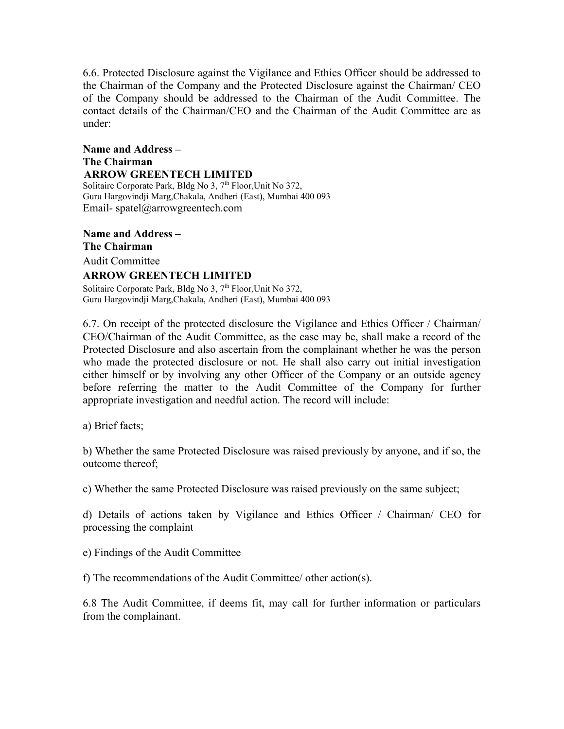6.6. Protected Disclosure against the Vigilance and Ethics Officer should be addressed to the Chairman of the Company and the Protected Disclosure against the Chairman/ CEO of the Company should be addressed to the Chairman of the Audit Committee. The contact details of the Chairman/CEO and the Chairman of the Audit Committee are as under:

**Name and Address –**
**The Chairman**
**ARROW GREENTECH LIMITED**
Solitaire Corporate Park, Bldg No 3, 7th Floor,Unit No 372,
Guru Hargovindji Marg,Chakala, Andheri (East), Mumbai 400 093
Email- spatel@arrowgreentech.com

**Name and Address –**
**The Chairman**
Audit Committee
**ARROW GREENTECH LIMITED**
Solitaire Corporate Park, Bldg No 3, 7th Floor,Unit No 372,
Guru Hargovindji Marg,Chakala, Andheri (East), Mumbai 400 093

6.7. On receipt of the protected disclosure the Vigilance and Ethics Officer / Chairman/ CEO/Chairman of the Audit Committee, as the case may be, shall make a record of the Protected Disclosure and also ascertain from the complainant whether he was the person who made the protected disclosure or not. He shall also carry out initial investigation either himself or by involving any other Officer of the Company or an outside agency before referring the matter to the Audit Committee of the Company for further appropriate investigation and needful action. The record will include:

a) Brief facts;

b) Whether the same Protected Disclosure was raised previously by anyone, and if so, the outcome thereof;

c) Whether the same Protected Disclosure was raised previously on the same subject;

d) Details of actions taken by Vigilance and Ethics Officer / Chairman/ CEO for processing the complaint

e) Findings of the Audit Committee

f) The recommendations of the Audit Committee/ other action(s).

6.8 The Audit Committee, if deems fit, may call for further information or particulars from the complainant.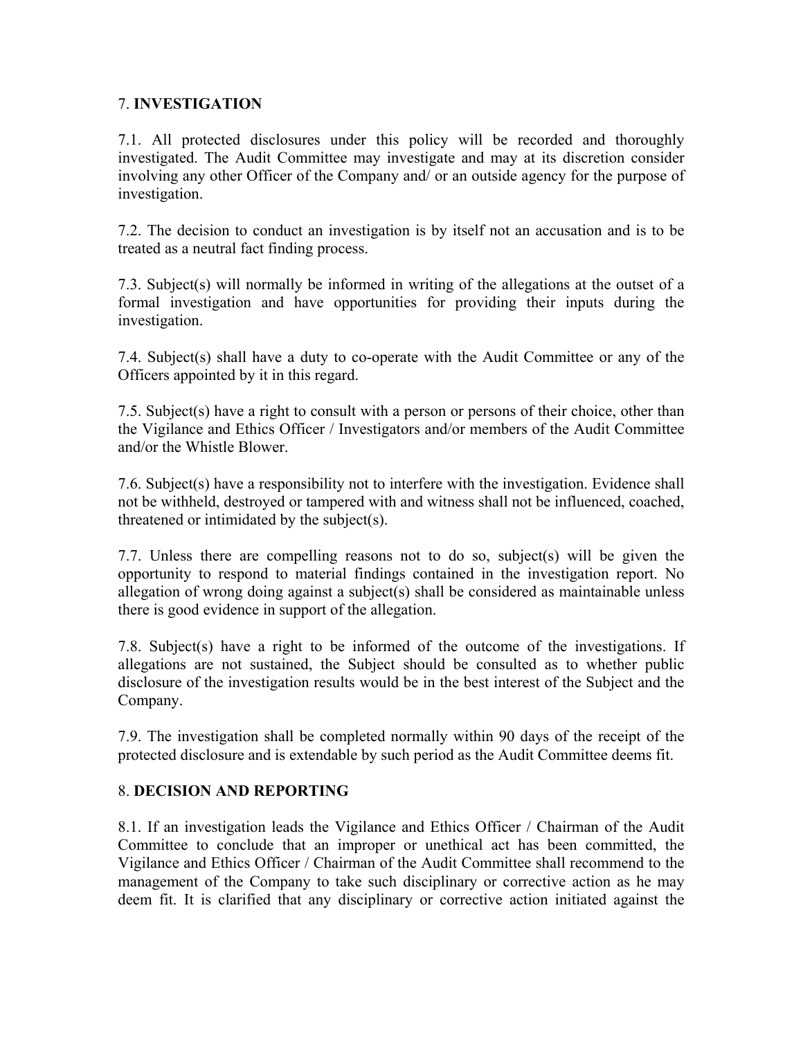## 7. **INVESTIGATION**

7.1. All protected disclosures under this policy will be recorded and thoroughly investigated. The Audit Committee may investigate and may at its discretion consider involving any other Officer of the Company and/ or an outside agency for the purpose of investigation.

7.2. The decision to conduct an investigation is by itself not an accusation and is to be treated as a neutral fact finding process.

7.3. Subject(s) will normally be informed in writing of the allegations at the outset of a formal investigation and have opportunities for providing their inputs during the investigation.

7.4. Subject(s) shall have a duty to co-operate with the Audit Committee or any of the Officers appointed by it in this regard.

7.5. Subject(s) have a right to consult with a person or persons of their choice, other than the Vigilance and Ethics Officer / Investigators and/or members of the Audit Committee and/or the Whistle Blower.

7.6. Subject(s) have a responsibility not to interfere with the investigation. Evidence shall not be withheld, destroyed or tampered with and witness shall not be influenced, coached, threatened or intimidated by the subject(s).

7.7. Unless there are compelling reasons not to do so, subject(s) will be given the opportunity to respond to material findings contained in the investigation report. No allegation of wrong doing against a subject(s) shall be considered as maintainable unless there is good evidence in support of the allegation.

7.8. Subject(s) have a right to be informed of the outcome of the investigations. If allegations are not sustained, the Subject should be consulted as to whether public disclosure of the investigation results would be in the best interest of the Subject and the Company.

7.9. The investigation shall be completed normally within 90 days of the receipt of the protected disclosure and is extendable by such period as the Audit Committee deems fit.

## 8. **DECISION AND REPORTING**

8.1. If an investigation leads the Vigilance and Ethics Officer / Chairman of the Audit Committee to conclude that an improper or unethical act has been committed, the Vigilance and Ethics Officer / Chairman of the Audit Committee shall recommend to the management of the Company to take such disciplinary or corrective action as he may deem fit. It is clarified that any disciplinary or corrective action initiated against the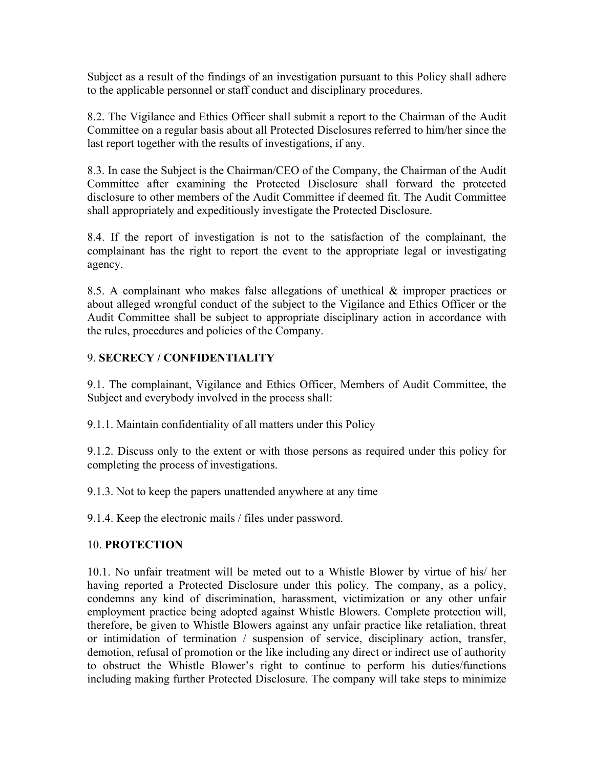Subject as a result of the findings of an investigation pursuant to this Policy shall adhere to the applicable personnel or staff conduct and disciplinary procedures.

8.2. The Vigilance and Ethics Officer shall submit a report to the Chairman of the Audit Committee on a regular basis about all Protected Disclosures referred to him/her since the last report together with the results of investigations, if any.

8.3. In case the Subject is the Chairman/CEO of the Company, the Chairman of the Audit Committee after examining the Protected Disclosure shall forward the protected disclosure to other members of the Audit Committee if deemed fit. The Audit Committee shall appropriately and expeditiously investigate the Protected Disclosure.

8.4. If the report of investigation is not to the satisfaction of the complainant, the complainant has the right to report the event to the appropriate legal or investigating agency.

8.5. A complainant who makes false allegations of unethical & improper practices or about alleged wrongful conduct of the subject to the Vigilance and Ethics Officer or the Audit Committee shall be subject to appropriate disciplinary action in accordance with the rules, procedures and policies of the Company.

## 9. **SECRECY / CONFIDENTIALITY**

9.1. The complainant, Vigilance and Ethics Officer, Members of Audit Committee, the Subject and everybody involved in the process shall:

9.1.1. Maintain confidentiality of all matters under this Policy

9.1.2. Discuss only to the extent or with those persons as required under this policy for completing the process of investigations.

9.1.3. Not to keep the papers unattended anywhere at any time

9.1.4. Keep the electronic mails / files under password.

## 10. **PROTECTION**

10.1. No unfair treatment will be meted out to a Whistle Blower by virtue of his/ her having reported a Protected Disclosure under this policy. The company, as a policy, condemns any kind of discrimination, harassment, victimization or any other unfair employment practice being adopted against Whistle Blowers. Complete protection will, therefore, be given to Whistle Blowers against any unfair practice like retaliation, threat or intimidation of termination / suspension of service, disciplinary action, transfer, demotion, refusal of promotion or the like including any direct or indirect use of authority to obstruct the Whistle Blower's right to continue to perform his duties/functions including making further Protected Disclosure. The company will take steps to minimize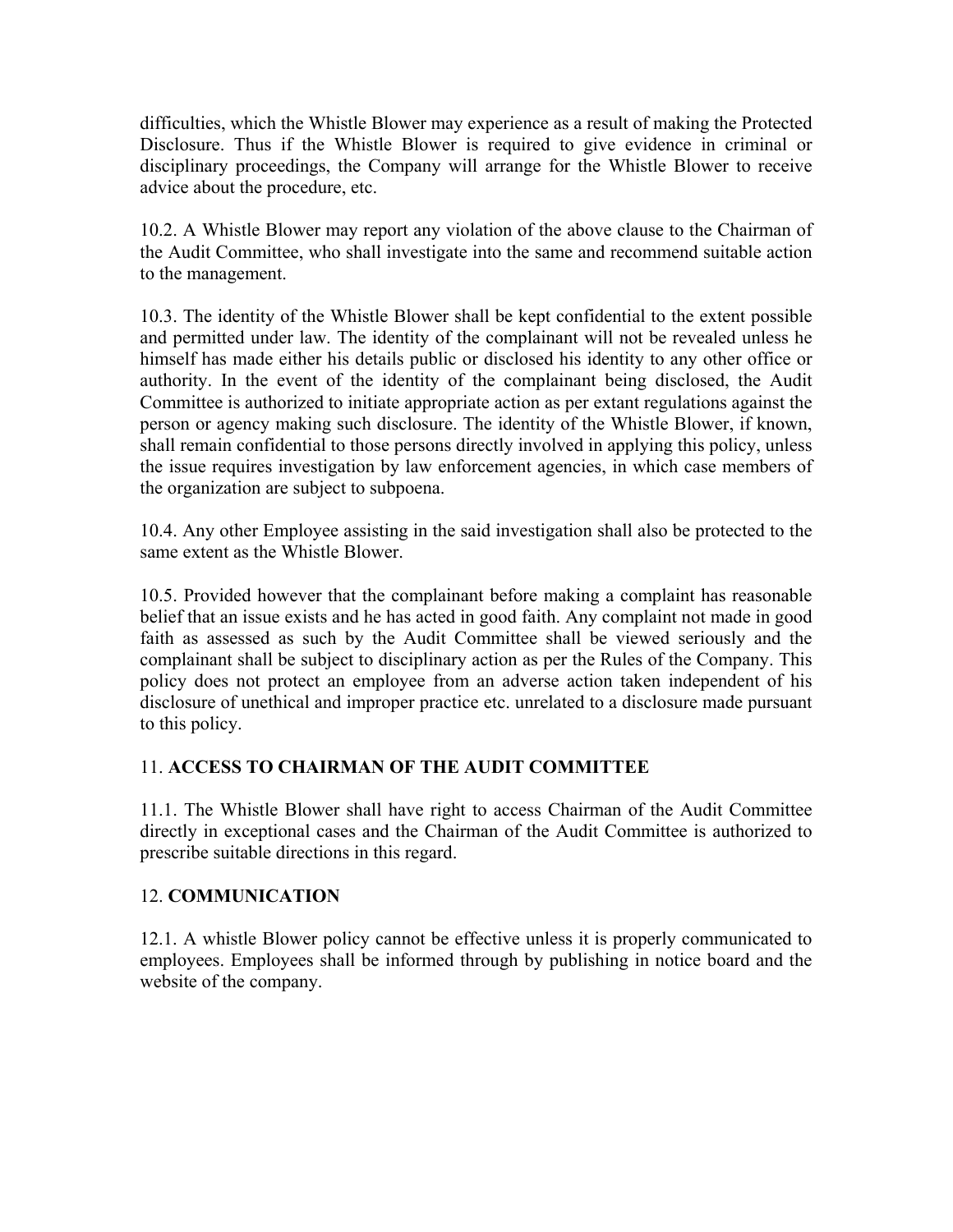difficulties, which the Whistle Blower may experience as a result of making the Protected Disclosure. Thus if the Whistle Blower is required to give evidence in criminal or disciplinary proceedings, the Company will arrange for the Whistle Blower to receive advice about the procedure, etc.

10.2. A Whistle Blower may report any violation of the above clause to the Chairman of the Audit Committee, who shall investigate into the same and recommend suitable action to the management.

10.3. The identity of the Whistle Blower shall be kept confidential to the extent possible and permitted under law. The identity of the complainant will not be revealed unless he himself has made either his details public or disclosed his identity to any other office or authority. In the event of the identity of the complainant being disclosed, the Audit Committee is authorized to initiate appropriate action as per extant regulations against the person or agency making such disclosure. The identity of the Whistle Blower, if known, shall remain confidential to those persons directly involved in applying this policy, unless the issue requires investigation by law enforcement agencies, in which case members of the organization are subject to subpoena.

10.4. Any other Employee assisting in the said investigation shall also be protected to the same extent as the Whistle Blower.

10.5. Provided however that the complainant before making a complaint has reasonable belief that an issue exists and he has acted in good faith. Any complaint not made in good faith as assessed as such by the Audit Committee shall be viewed seriously and the complainant shall be subject to disciplinary action as per the Rules of the Company. This policy does not protect an employee from an adverse action taken independent of his disclosure of unethical and improper practice etc. unrelated to a disclosure made pursuant to this policy.

## 11. **ACCESS TO CHAIRMAN OF THE AUDIT COMMITTEE**

11.1. The Whistle Blower shall have right to access Chairman of the Audit Committee directly in exceptional cases and the Chairman of the Audit Committee is authorized to prescribe suitable directions in this regard.

## 12. **COMMUNICATION**

12.1. A whistle Blower policy cannot be effective unless it is properly communicated to employees. Employees shall be informed through by publishing in notice board and the website of the company.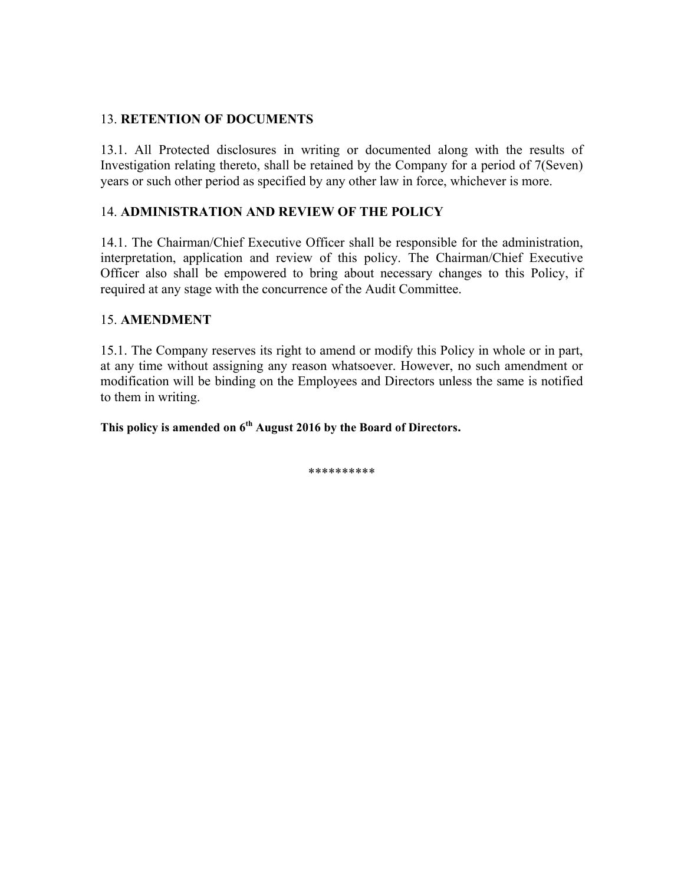## 13. RETENTION OF DOCUMENTS

13.1. All Protected disclosures in writing or documented along with the results of Investigation relating thereto, shall be retained by the Company for a period of 7(Seven) years or such other period as specified by any other law in force, whichever is more.

## 14. ADMINISTRATION AND REVIEW OF THE POLICY

14.1. The Chairman/Chief Executive Officer shall be responsible for the administration, interpretation, application and review of this policy. The Chairman/Chief Executive Officer also shall be empowered to bring about necessary changes to this Policy, if required at any stage with the concurrence of the Audit Committee.

## 15. AMENDMENT

15.1. The Company reserves its right to amend or modify this Policy in whole or in part, at any time without assigning any reason whatsoever. However, no such amendment or modification will be binding on the Employees and Directors unless the same is notified to them in writing.

**This policy is amended on 6th August 2016 by the Board of Directors.**

**********